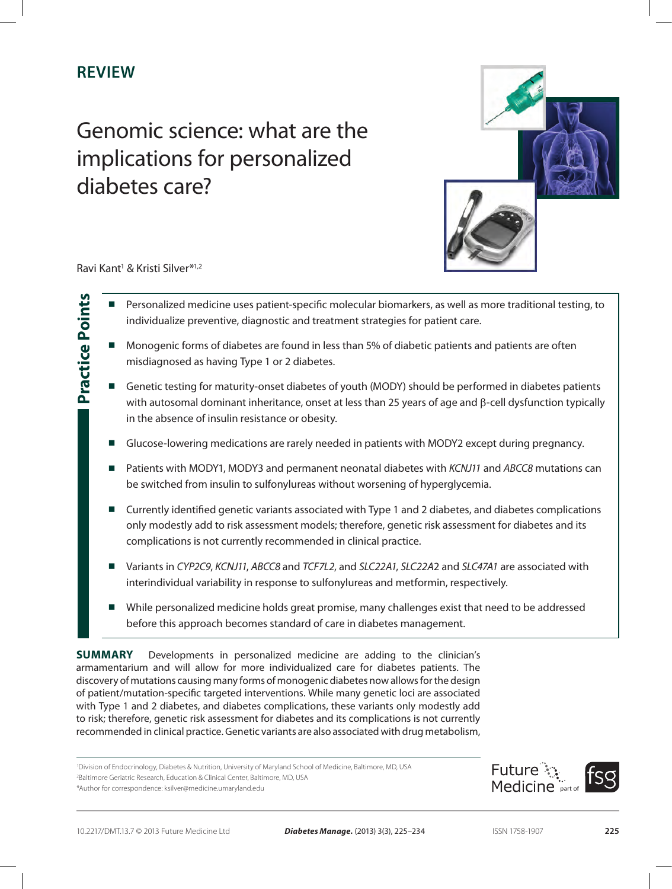REVIEW

# Genomic science: what are the implications for personalized diabetes care?

Ravi Kant[1] & Kristi Silver*[1,2]

## Practice Points

- Personalized medicine uses patient-specific molecular biomarkers, as well as more traditional testing, to individualize preventive, diagnostic and treatment strategies for patient care.
- Monogenic forms of diabetes are found in less than 5% of diabetic patients and patients are often misdiagnosed as having Type 1 or 2 diabetes.
- Genetic testing for maturity-onset diabetes of youth (MODY) should be performed in diabetes patients with autosomal dominant inheritance, onset at less than 25 years of age and β-cell dysfunction typically in the absence of insulin resistance or obesity.
- Glucose-lowering medications are rarely needed in patients with MODY2 except during pregnancy.
- Patients with MODY1, MODY3 and permanent neonatal diabetes with *KCNJ11* and *ABCC8* mutations can be switched from insulin to sulfonylureas without worsening of hyperglycemia.
- Currently identified genetic variants associated with Type 1 and 2 diabetes, and diabetes complications only modestly add to risk assessment models; therefore, genetic risk assessment for diabetes and its complications is not currently recommended in clinical practice.
- Variants in *CYP2C9*, *KCNJ11*, *ABCC8* and *TCF7L2*, and *SLC22A1*, *SLC22A2* and *SLC47A1* are associated with interindividual variability in response to sulfonylureas and metformin, respectively.
- While personalized medicine holds great promise, many challenges exist that need to be addressed before this approach becomes standard of care in diabetes management.

**SUMMARY** Developments in personalized medicine are adding to the clinician's armamentarium and will allow for more individualized care for diabetes patients. The discovery of mutations causing many forms of monogenic diabetes now allows for the design of patient/mutation-specific targeted interventions. While many genetic loci are associated with Type 1 and 2 diabetes, and diabetes complications, these variants only modestly add to risk; therefore, genetic risk assessment for diabetes and its complications is not currently recommended in clinical practice. Genetic variants are also associated with drug metabolism,

[1]Division of Endocrinology, Diabetes & Nutrition, University of Maryland School of Medicine, Baltimore, MD, USA
[2]Baltimore Geriatric Research, Education & Clinical Center, Baltimore, MD, USA
*Author for correspondence: ksilver@medicine.umaryland.edu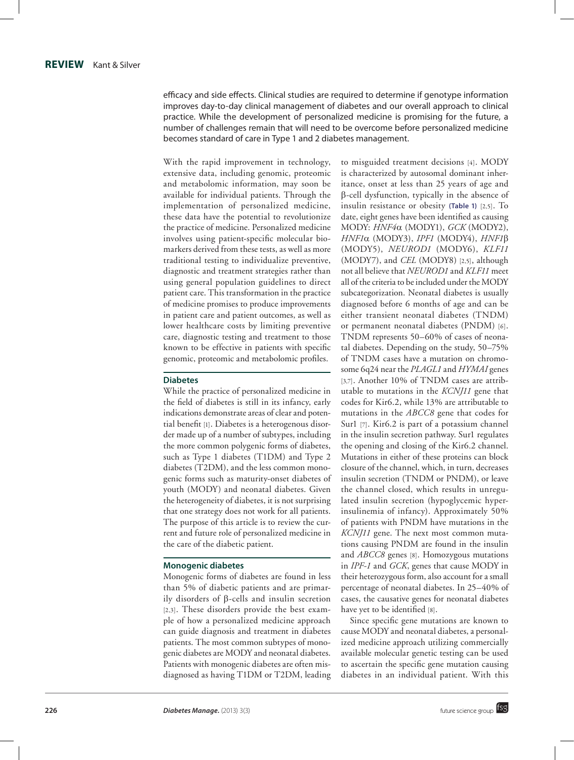efficacy and side effects. Clinical studies are required to determine if genotype information improves day-to-day clinical management of diabetes and our overall approach to clinical practice. While the development of personalized medicine is promising for the future, a number of challenges remain that will need to be overcome before personalized medicine becomes standard of care in Type 1 and 2 diabetes management.

With the rapid improvement in technology, extensive data, including genomic, proteomic and metabolomic information, may soon be available for individual patients. Through the implementation of personalized medicine, these data have the potential to revolutionize the practice of medicine. Personalized medicine involves using patient-specific molecular biomarkers derived from these tests, as well as more traditional testing to individualize preventive, diagnostic and treatment strategies rather than using general population guidelines to direct patient care. This transformation in the practice of medicine promises to produce improvements in patient care and patient outcomes, as well as lower healthcare costs by limiting preventive care, diagnostic testing and treatment to those known to be effective in patients with specific genomic, proteomic and metabolomic profiles.

## Diabetes

While the practice of personalized medicine in the field of diabetes is still in its infancy, early indications demonstrate areas of clear and potential benefit [1]. Diabetes is a heterogenous disorder made up of a number of subtypes, including the more common polygenic forms of diabetes, such as Type 1 diabetes (T1DM) and Type 2 diabetes (T2DM), and the less common monogenic forms such as maturity-onset diabetes of youth (MODY) and neonatal diabetes. Given the heterogeneity of diabetes, it is not surprising that one strategy does not work for all patients. The purpose of this article is to review the current and future role of personalized medicine in the care of the diabetic patient.

## Monogenic diabetes

Monogenic forms of diabetes are found in less than 5% of diabetic patients and are primarily disorders of β-cells and insulin secretion [2,3]. These disorders provide the best example of how a personalized medicine approach can guide diagnosis and treatment in diabetes patients. The most common subtypes of monogenic diabetes are MODY and neonatal diabetes. Patients with monogenic diabetes are often misdiagnosed as having T1DM or T2DM, leading to misguided treatment decisions [4]. MODY is characterized by autosomal dominant inheritance, onset at less than 25 years of age and β-cell dysfunction, typically in the absence of insulin resistance or obesity (Table 1) [2,5]. To date, eight genes have been identified as causing MODY: *HNF4α* (MODY1), *GCK* (MODY2), *HNF1α* (MODY3), *IPF1* (MODY4), *HNF1β* (MODY5), *NEUROD1* (MODY6), *KLF11* (MODY7), and *CEL* (MODY8) [2,5], although not all believe that *NEUROD1* and *KLF11* meet all of the criteria to be included under the MODY subcategorization. Neonatal diabetes is usually diagnosed before 6 months of age and can be either transient neonatal diabetes (TNDM) or permanent neonatal diabetes (PNDM) [6]. TNDM represents 50–60% of cases of neonatal diabetes. Depending on the study, 50–75% of TNDM cases have a mutation on chromosome 6q24 near the *PLAGL1* and *HYMAI* genes [3,7]. Another 10% of TNDM cases are attributable to mutations in the *KCNJ11* gene that codes for Kir6.2, while 13% are attributable to mutations in the *ABCC8* gene that codes for Sur1 [7]. Kir6.2 is part of a potassium channel in the insulin secretion pathway. Sur1 regulates the opening and closing of the Kir6.2 channel. Mutations in either of these proteins can block closure of the channel, which, in turn, decreases insulin secretion (TNDM or PNDM), or leave the channel closed, which results in unregulated insulin secretion (hypoglycemic hyperinsulinemia of infancy). Approximately 50% of patients with PNDM have mutations in the *KCNJ11* gene. The next most common mutations causing PNDM are found in the insulin and *ABCC8* genes [8]. Homozygous mutations in *IPF-1* and *GCK*, genes that cause MODY in their heterozygous form, also account for a small percentage of neonatal diabetes. In 25–40% of cases, the causative genes for neonatal diabetes have yet to be identified [8].

Since specific gene mutations are known to cause MODY and neonatal diabetes, a personalized medicine approach utilizing commercially available molecular genetic testing can be used to ascertain the specific gene mutation causing diabetes in an individual patient. With this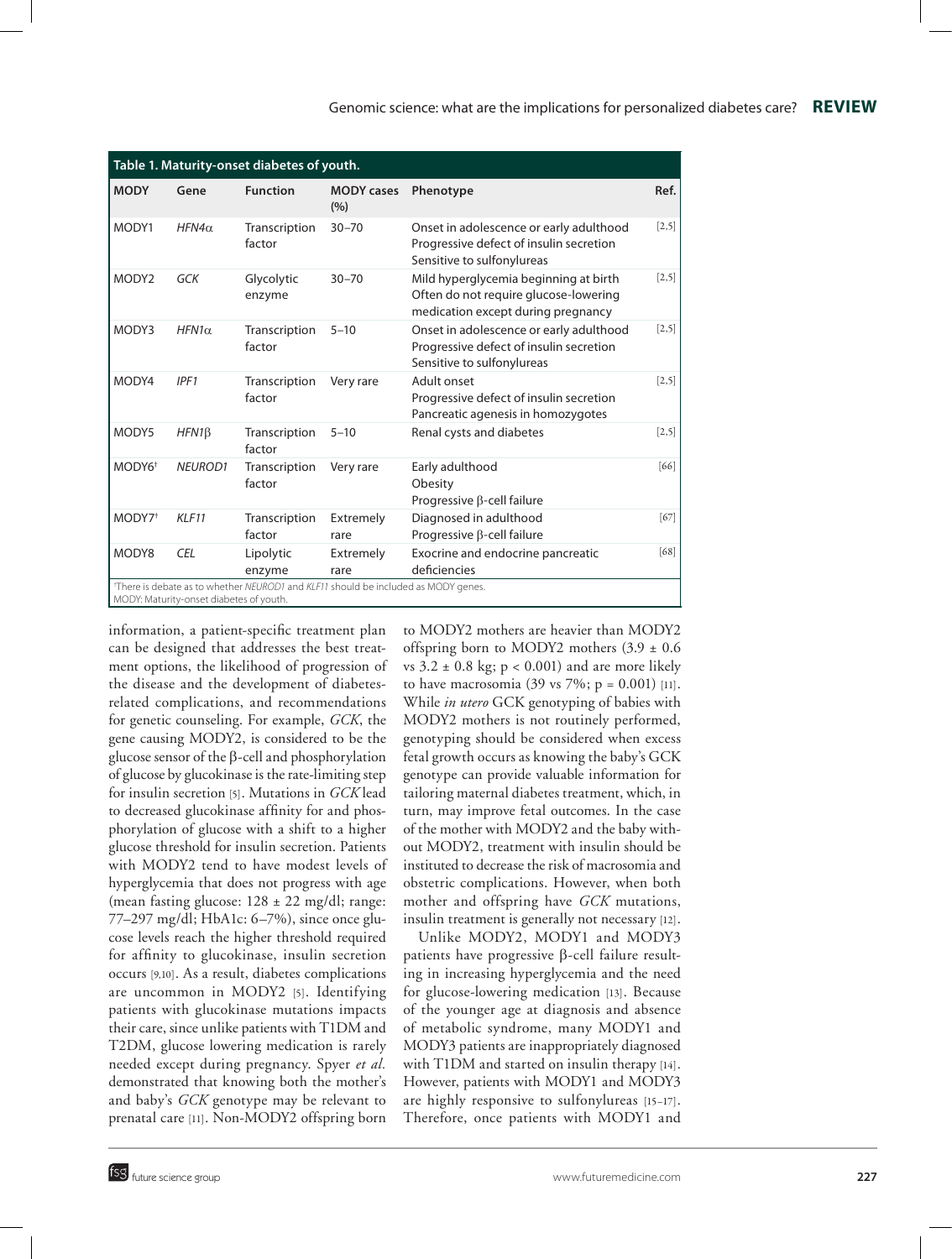**Table 1. Maturity-onset diabetes of youth.**

| MODY | Gene | Function | MODY cases (%) | Phenotype | Ref. |
|---|---|---|---|---|---|
| MODY1 | *HFN4α* | Transcription factor | 30–70 | Onset in adolescence or early adulthood<br>Progressive defect of insulin secretion<br>Sensitive to sulfonylureas | [2,5] |
| MODY2 | *GCK* | Glycolytic enzyme | 30–70 | Mild hyperglycemia beginning at birth<br>Often do not require glucose-lowering medication except during pregnancy | [2,5] |
| MODY3 | *HFN1α* | Transcription factor | 5–10 | Onset in adolescence or early adulthood<br>Progressive defect of insulin secretion<br>Sensitive to sulfonylureas | [2,5] |
| MODY4 | *IPF1* | Transcription factor | Very rare | Adult onset<br>Progressive defect of insulin secretion<br>Pancreatic agenesis in homozygotes | [2,5] |
| MODY5 | *HFN1β* | Transcription factor | 5–10 | Renal cysts and diabetes | [2,5] |
| MODY6[†] | *NEUROD1* | Transcription factor | Very rare | Early adulthood<br>Obesity<br>Progressive β-cell failure | [66] |
| MODY7[†] | *KLF11* | Transcription factor | Extremely rare | Diagnosed in adulthood<br>Progressive β-cell failure | [67] |
| MODY8 | *CEL* | Lipolytic enzyme | Extremely rare | Exocrine and endocrine pancreatic deficiencies | [68] |

[†]There is debate as to whether *NEUROD1* and *KLF11* should be included as MODY genes.
MODY: Maturity-onset diabetes of youth.

information, a patient-specific treatment plan can be designed that addresses the best treatment options, the likelihood of progression of the disease and the development of diabetes-related complications, and recommendations for genetic counseling. For example, *GCK*, the gene causing MODY2, is considered to be the glucose sensor of the β-cell and phosphorylation of glucose by glucokinase is the rate-limiting step for insulin secretion [5]. Mutations in *GCK* lead to decreased glucokinase affinity for and phosphorylation of glucose with a shift to a higher glucose threshold for insulin secretion. Patients with MODY2 tend to have modest levels of hyperglycemia that does not progress with age (mean fasting glucose: 128 ± 22 mg/dl; range: 77–297 mg/dl; HbA1c: 6–7%), since once glucose levels reach the higher threshold required for affinity to glucokinase, insulin secretion occurs [9,10]. As a result, diabetes complications are uncommon in MODY2 [5]. Identifying patients with glucokinase mutations impacts their care, since unlike patients with T1DM and T2DM, glucose lowering medication is rarely needed except during pregnancy. Spyer *et al.* demonstrated that knowing both the mother's and baby's *GCK* genotype may be relevant to prenatal care [11]. Non-MODY2 offspring born to MODY2 mothers are heavier than MODY2 offspring born to MODY2 mothers (3.9 ± 0.6 vs 3.2 ± 0.8 kg; $p < 0.001$) and are more likely to have macrosomia (39 vs 7%; $p = 0.001$) [11]. While *in utero* GCK genotyping of babies with MODY2 mothers is not routinely performed, genotyping should be considered when excess fetal growth occurs as knowing the baby's GCK genotype can provide valuable information for tailoring maternal diabetes treatment, which, in turn, may improve fetal outcomes. In the case of the mother with MODY2 and the baby without MODY2, treatment with insulin should be instituted to decrease the risk of macrosomia and obstetric complications. However, when both mother and offspring have *GCK* mutations, insulin treatment is generally not necessary [12].

Unlike MODY2, MODY1 and MODY3 patients have progressive β-cell failure resulting in increasing hyperglycemia and the need for glucose-lowering medication [13]. Because of the younger age at diagnosis and absence of metabolic syndrome, many MODY1 and MODY3 patients are inappropriately diagnosed with T1DM and started on insulin therapy [14]. However, patients with MODY1 and MODY3 are highly responsive to sulfonylureas [15–17]. Therefore, once patients with MODY1 and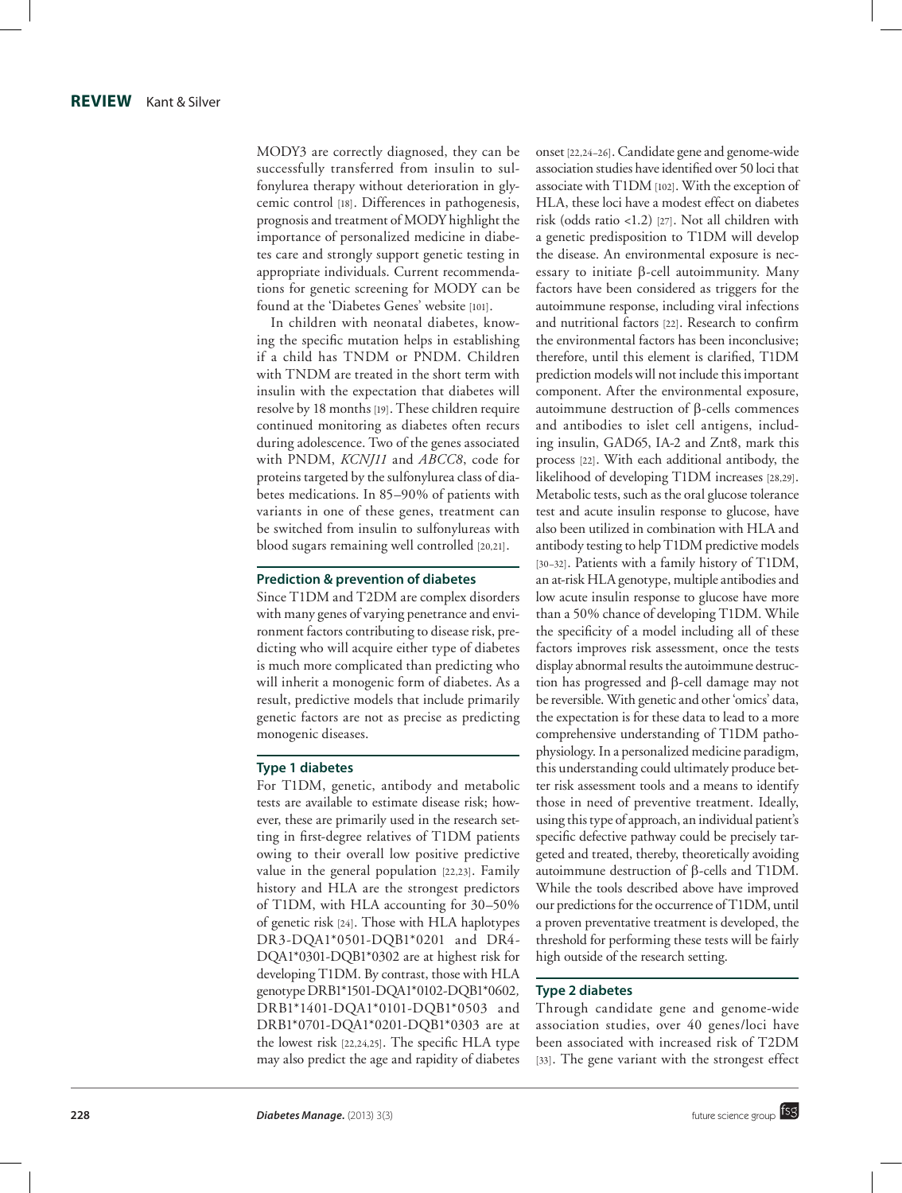MODY3 are correctly diagnosed, they can be successfully transferred from insulin to sulfonylurea therapy without deterioration in glycemic control [18]. Differences in pathogenesis, prognosis and treatment of MODY highlight the importance of personalized medicine in diabetes care and strongly support genetic testing in appropriate individuals. Current recommendations for genetic screening for MODY can be found at the 'Diabetes Genes' website [101].

In children with neonatal diabetes, knowing the specific mutation helps in establishing if a child has TNDM or PNDM. Children with TNDM are treated in the short term with insulin with the expectation that diabetes will resolve by 18 months [19]. These children require continued monitoring as diabetes often recurs during adolescence. Two of the genes associated with PNDM, *KCNJ11* and *ABCC8*, code for proteins targeted by the sulfonylurea class of diabetes medications. In 85–90% of patients with variants in one of these genes, treatment can be switched from insulin to sulfonylureas with blood sugars remaining well controlled [20,21].

## Prediction & prevention of diabetes

Since T1DM and T2DM are complex disorders with many genes of varying penetrance and environment factors contributing to disease risk, predicting who will acquire either type of diabetes is much more complicated than predicting who will inherit a monogenic form of diabetes. As a result, predictive models that include primarily genetic factors are not as precise as predicting monogenic diseases.

### Type 1 diabetes

For T1DM, genetic, antibody and metabolic tests are available to estimate disease risk; however, these are primarily used in the research setting in first-degree relatives of T1DM patients owing to their overall low positive predictive value in the general population [22,23]. Family history and HLA are the strongest predictors of T1DM, with HLA accounting for 30–50% of genetic risk [24]. Those with HLA haplotypes DR3-DQA1*0501-DQB1*0201 and DR4-DQA1*0301-DQB1*0302 are at highest risk for developing T1DM. By contrast, those with HLA genotype DRB1*1501-DQA1*0102-DQB1*0602, DRB1*1401-DQA1*0101-DQB1*0503 and DRB1*0701-DQA1*0201-DQB1*0303 are at the lowest risk [22,24,25]. The specific HLA type may also predict the age and rapidity of diabetes onset [22,24–26]. Candidate gene and genome-wide association studies have identified over 50 loci that associate with T1DM [102]. With the exception of HLA, these loci have a modest effect on diabetes risk (odds ratio <1.2) [27]. Not all children with a genetic predisposition to T1DM will develop the disease. An environmental exposure is necessary to initiate β-cell autoimmunity. Many factors have been considered as triggers for the autoimmune response, including viral infections and nutritional factors [22]. Research to confirm the environmental factors has been inconclusive; therefore, until this element is clarified, T1DM prediction models will not include this important component. After the environmental exposure, autoimmune destruction of β-cells commences and antibodies to islet cell antigens, including insulin, GAD65, IA-2 and Znt8, mark this process [22]. With each additional antibody, the likelihood of developing T1DM increases [28,29]. Metabolic tests, such as the oral glucose tolerance test and acute insulin response to glucose, have also been utilized in combination with HLA and antibody testing to help T1DM predictive models [30–32]. Patients with a family history of T1DM, an at-risk HLA genotype, multiple antibodies and low acute insulin response to glucose have more than a 50% chance of developing T1DM. While the specificity of a model including all of these factors improves risk assessment, once the tests display abnormal results the autoimmune destruction has progressed and β-cell damage may not be reversible. With genetic and other 'omics' data, the expectation is for these data to lead to a more comprehensive understanding of T1DM pathophysiology. In a personalized medicine paradigm, this understanding could ultimately produce better risk assessment tools and a means to identify those in need of preventive treatment. Ideally, using this type of approach, an individual patient's specific defective pathway could be precisely targeted and treated, thereby, theoretically avoiding autoimmune destruction of β-cells and T1DM. While the tools described above have improved our predictions for the occurrence of T1DM, until a proven preventative treatment is developed, the threshold for performing these tests will be fairly high outside of the research setting.

### Type 2 diabetes

Through candidate gene and genome-wide association studies, over 40 genes/loci have been associated with increased risk of T2DM [33]. The gene variant with the strongest effect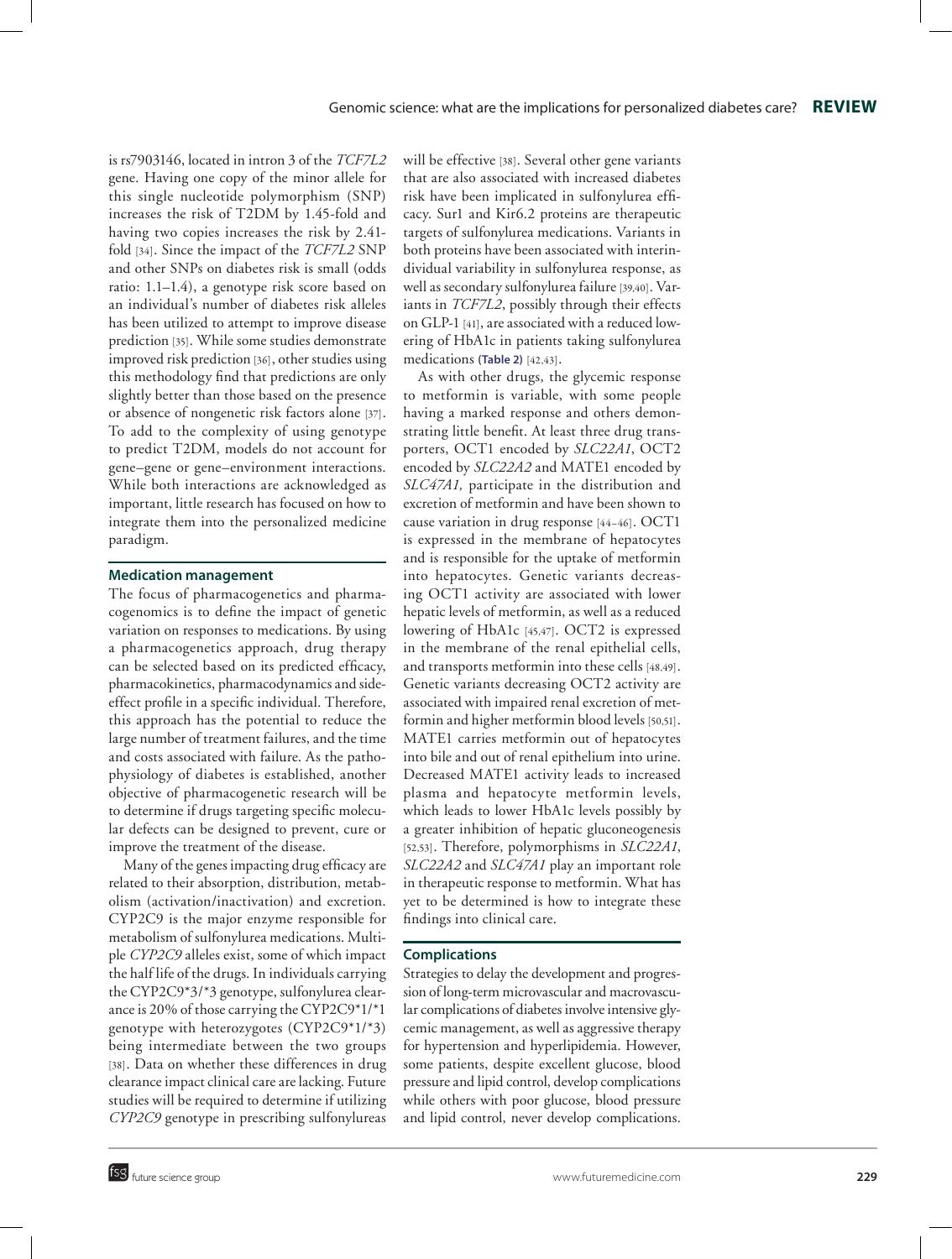is rs7903146, located in intron 3 of the *TCF7L2* gene. Having one copy of the minor allele for this single nucleotide polymorphism (SNP) increases the risk of T2DM by 1.45-fold and having two copies increases the risk by 2.41-fold [34]. Since the impact of the *TCF7L2* SNP and other SNPs on diabetes risk is small (odds ratio: 1.1–1.4), a genotype risk score based on an individual's number of diabetes risk alleles has been utilized to attempt to improve disease prediction [35]. While some studies demonstrate improved risk prediction [36], other studies using this methodology find that predictions are only slightly better than those based on the presence or absence of nongenetic risk factors alone [37]. To add to the complexity of using genotype to predict T2DM, models do not account for gene–gene or gene–environment interactions. While both interactions are acknowledged as important, little research has focused on how to integrate them into the personalized medicine paradigm.

## Medication management

The focus of pharmacogenetics and pharmacogenomics is to define the impact of genetic variation on responses to medications. By using a pharmacogenetics approach, drug therapy can be selected based on its predicted efficacy, pharmacokinetics, pharmacodynamics and side-effect profile in a specific individual. Therefore, this approach has the potential to reduce the large number of treatment failures, and the time and costs associated with failure. As the pathophysiology of diabetes is established, another objective of pharmacogenetic research will be to determine if drugs targeting specific molecular defects can be designed to prevent, cure or improve the treatment of the disease.

Many of the genes impacting drug efficacy are related to their absorption, distribution, metabolism (activation/inactivation) and excretion. CYP2C9 is the major enzyme responsible for metabolism of sulfonylurea medications. Multiple *CYP2C9* alleles exist, some of which impact the half life of the drugs. In individuals carrying the CYP2C9*3/*3 genotype, sulfonylurea clearance is 20% of those carrying the CYP2C9*1/*1 genotype with heterozygotes (CYP2C9*1/*3) being intermediate between the two groups [38]. Data on whether these differences in drug clearance impact clinical care are lacking. Future studies will be required to determine if utilizing *CYP2C9* genotype in prescribing sulfonylureas will be effective [38]. Several other gene variants that are also associated with increased diabetes risk have been implicated in sulfonylurea efficacy. Sur1 and Kir6.2 proteins are therapeutic targets of sulfonylurea medications. Variants in both proteins have been associated with interindividual variability in sulfonylurea response, as well as secondary sulfonylurea failure [39,40]. Variants in *TCF7L2*, possibly through their effects on GLP-1 [41], are associated with a reduced lowering of HbA1c in patients taking sulfonylurea medications **(Table 2)** [42,43].

As with other drugs, the glycemic response to metformin is variable, with some people having a marked response and others demonstrating little benefit. At least three drug transporters, OCT1 encoded by *SLC22A1*, OCT2 encoded by *SLC22A2* and MATE1 encoded by *SLC47A1,* participate in the distribution and excretion of metformin and have been shown to cause variation in drug response [44–46]. OCT1 is expressed in the membrane of hepatocytes and is responsible for the uptake of metformin into hepatocytes. Genetic variants decreasing OCT1 activity are associated with lower hepatic levels of metformin, as well as a reduced lowering of HbA1c [45,47]. OCT2 is expressed in the membrane of the renal epithelial cells, and transports metformin into these cells [48,49]. Genetic variants decreasing OCT2 activity are associated with impaired renal excretion of metformin and higher metformin blood levels [50,51]. MATE1 carries metformin out of hepatocytes into bile and out of renal epithelium into urine. Decreased MATE1 activity leads to increased plasma and hepatocyte metformin levels, which leads to lower HbA1c levels possibly by a greater inhibition of hepatic gluconeogenesis [52,53]. Therefore, polymorphisms in *SLC22A1*, *SLC22A2* and *SLC47A1* play an important role in therapeutic response to metformin. What has yet to be determined is how to integrate these findings into clinical care.

## Complications

Strategies to delay the development and progression of long-term microvascular and macrovascular complications of diabetes involve intensive glycemic management, as well as aggressive therapy for hypertension and hyperlipidemia. However, some patients, despite excellent glucose, blood pressure and lipid control, develop complications while others with poor glucose, blood pressure and lipid control, never develop complications.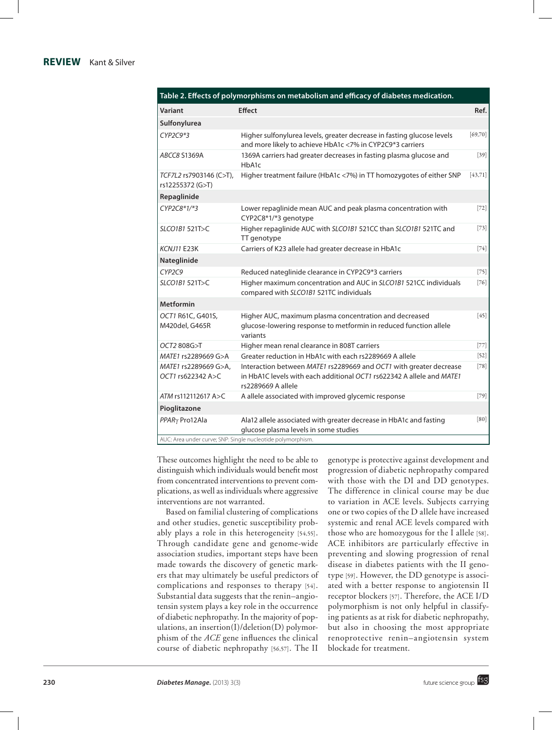**Table 2. Effects of polymorphisms on metabolism and efficacy of diabetes medication.**

| Variant | Effect | Ref. |
|---|---|---|
| **Sulfonylurea** | | |
| *CYP2C9*3* | Higher sulfonylurea levels, greater decrease in fasting glucose levels and more likely to achieve HbA1c <7% in CYP2C9*3 carriers | [69,70] |
| *ABCC8* S1369A | 1369A carriers had greater decreases in fasting plasma glucose and HbA1c | [39] |
| *TCF7L2* rs7903146 (C>T), rs12255372 (G>T) | Higher treatment failure (HbA1c <7%) in TT homozygotes of either SNP | [43,71] |
| **Repaglinide** | | |
| *CYP2C8*1/*3* | Lower repaglinide mean AUC and peak plasma concentration with CYP2C8*1/*3 genotype | [72] |
| *SLCO1B1* 521T>C | Higher repaglinide AUC with *SLCO1B1* 521CC than *SLCO1B1* 521TC and TT genotype | [73] |
| *KCNJ11* E23K | Carriers of K23 allele had greater decrease in HbA1c | [74] |
| **Nateglinide** | | |
| *CYP2C9* | Reduced nateglinide clearance in CYP2C9*3 carriers | [75] |
| *SLCO1B1* 521T>C | Higher maximum concentration and AUC in *SLCO1B1* 521CC individuals compared with *SLCO1B1* 521TC individuals | [76] |
| **Metformin** | | |
| *OCT1* R61C, G401S, M420del, G465R | Higher AUC, maximum plasma concentration and decreased glucose-lowering response to metformin in reduced function allele variants | [45] |
| *OCT2* 808G>T | Higher mean renal clearance in 808T carriers | [77] |
| *MATE1* rs2289669 G>A | Greater reduction in HbA1c with each rs2289669 A allele | [52] |
| *MATE1* rs2289669 G>A, *OCT1* rs622342 A>C | Interaction between *MATE1* rs2289669 and *OCT1* with greater decrease in HbA1C levels with each additional *OCT1* rs622342 A allele and *MATE1* rs2289669 A allele | [78] |
| *ATM* rs112112617 A>C | A allele associated with improved glycemic response | [79] |
| **Pioglitazone** | | |
| *PPARγ* Pro12Ala | Ala12 allele associated with greater decrease in HbA1c and fasting glucose plasma levels in some studies | [80] |

AUC: Area under curve; SNP: Single nucleotide polymorphism.

These outcomes highlight the need to be able to distinguish which individuals would benefit most from concentrated interventions to prevent complications, as well as individuals where aggressive interventions are not warranted.

Based on familial clustering of complications and other studies, genetic susceptibility probably plays a role in this heterogeneity [54,55]. Through candidate gene and genome-wide association studies, important steps have been made towards the discovery of genetic markers that may ultimately be useful predictors of complications and responses to therapy [54]. Substantial data suggests that the renin–angiotensin system plays a key role in the occurrence of diabetic nephropathy. In the majority of populations, an insertion(I)/deletion(D) polymorphism of the *ACE* gene influences the clinical course of diabetic nephropathy [56,57]. The II genotype is protective against development and progression of diabetic nephropathy compared with those with the DI and DD genotypes. The difference in clinical course may be due to variation in ACE levels. Subjects carrying one or two copies of the D allele have increased systemic and renal ACE levels compared with those who are homozygous for the I allele [58]. ACE inhibitors are particularly effective in preventing and slowing progression of renal disease in diabetes patients with the II genotype [59]. However, the DD genotype is associated with a better response to angiotensin II receptor blockers [57]. Therefore, the ACE I/D polymorphism is not only helpful in classifying patients as at risk for diabetic nephropathy, but also in choosing the most appropriate renoprotective renin–angiotensin system blockade for treatment.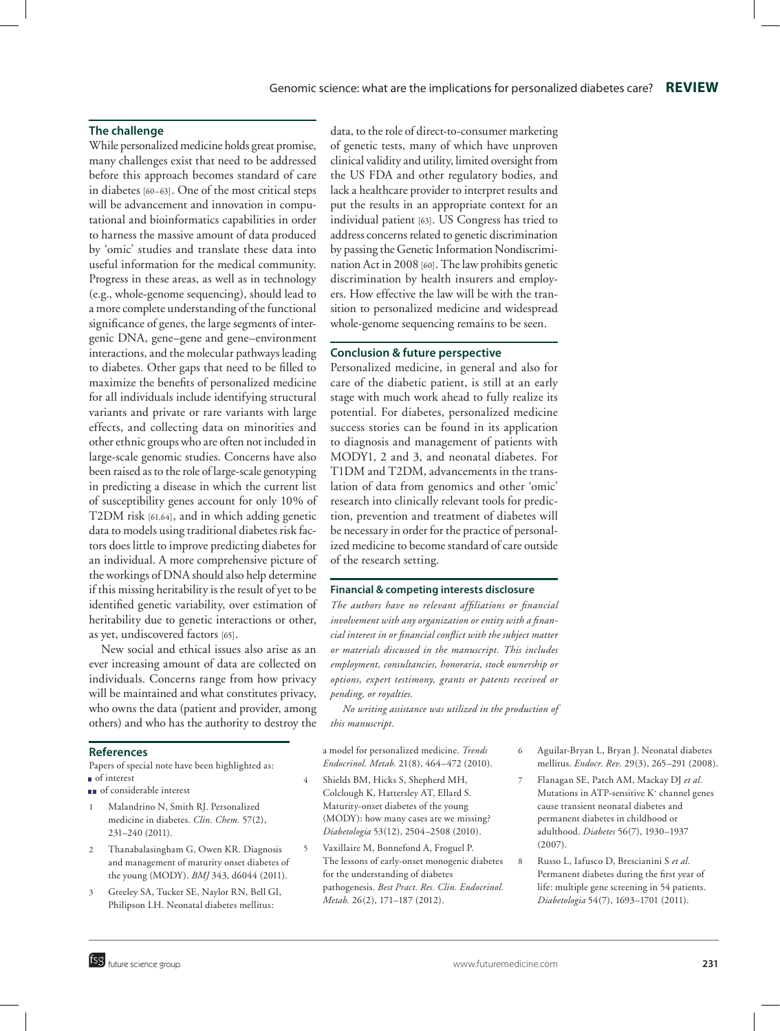## The challenge

While personalized medicine holds great promise, many challenges exist that need to be addressed before this approach becomes standard of care in diabetes [60–63]. One of the most critical steps will be advancement and innovation in computational and bioinformatics capabilities in order to harness the massive amount of data produced by 'omic' studies and translate these data into useful information for the medical community. Progress in these areas, as well as in technology (e.g., whole-genome sequencing), should lead to a more complete understanding of the functional significance of genes, the large segments of intergenic DNA, gene–gene and gene–environment interactions, and the molecular pathways leading to diabetes. Other gaps that need to be filled to maximize the benefits of personalized medicine for all individuals include identifying structural variants and private or rare variants with large effects, and collecting data on minorities and other ethnic groups who are often not included in large-scale genomic studies. Concerns have also been raised as to the role of large-scale genotyping in predicting a disease in which the current list of susceptibility genes account for only 10% of T2DM risk [61,64], and in which adding genetic data to models using traditional diabetes risk factors does little to improve predicting diabetes for an individual. A more comprehensive picture of the workings of DNA should also help determine if this missing heritability is the result of yet to be identified genetic variability, over estimation of heritability due to genetic interactions or other, as yet, undiscovered factors [65].

New social and ethical issues also arise as an ever increasing amount of data are collected on individuals. Concerns range from how privacy will be maintained and what constitutes privacy, who owns the data (patient and provider, among others) and who has the authority to destroy the data, to the role of direct-to-consumer marketing of genetic tests, many of which have unproven clinical validity and utility, limited oversight from the US FDA and other regulatory bodies, and lack a healthcare provider to interpret results and put the results in an appropriate context for an individual patient [63]. US Congress has tried to address concerns related to genetic discrimination by passing the Genetic Information Nondiscrimination Act in 2008 [60]. The law prohibits genetic discrimination by health insurers and employers. How effective the law will be with the transition to personalized medicine and widespread whole-genome sequencing remains to be seen.

## Conclusion & future perspective

Personalized medicine, in general and also for care of the diabetic patient, is still at an early stage with much work ahead to fully realize its potential. For diabetes, personalized medicine success stories can be found in its application to diagnosis and management of patients with MODY1, 2 and 3, and neonatal diabetes. For T1DM and T2DM, advancements in the translation of data from genomics and other 'omic' research into clinically relevant tools for prediction, prevention and treatment of diabetes will be necessary in order for the practice of personalized medicine to become standard of care outside of the research setting.

### Financial & competing interests disclosure

*The authors have no relevant affiliations or financial involvement with any organization or entity with a financial interest in or financial conflict with the subject matter or materials discussed in the manuscript. This includes employment, consultancies, honoraria, stock ownership or options, expert testimony, grants or patents received or pending, or royalties.*

*No writing assistance was utilized in the production of this manuscript.*

## References

Papers of special note have been highlighted as:
■ of interest
■■ of considerable interest

1. Malandrino N, Smith RJ. Personalized medicine in diabetes. *Clin. Chem.* 57(2), 231–240 (2011).
2. Thanabalasingham G, Owen KR. Diagnosis and management of maturity onset diabetes of the young (MODY). *BMJ* 343, d6044 (2011).
3. Greeley SA, Tucker SE, Naylor RN, Bell GI, Philipson LH. Neonatal diabetes mellitus: a model for personalized medicine. *Trends Endocrinol. Metab.* 21(8), 464–472 (2010).
4. Shields BM, Hicks S, Shepherd MH, Colclough K, Hattersley AT, Ellard S. Maturity-onset diabetes of the young (MODY): how many cases are we missing? *Diabetologia* 53(12), 2504–2508 (2010).
5. Vaxillaire M, Bonnefond A, Froguel P. The lessons of early-onset monogenic diabetes for the understanding of diabetes pathogenesis. *Best Pract. Res. Clin. Endocrinol. Metab.* 26(2), 171–187 (2012).
6. Aguilar-Bryan L, Bryan J. Neonatal diabetes mellitus. *Endocr. Rev.* 29(3), 265–291 (2008).
7. Flanagan SE, Patch AM, Mackay DJ *et al.* Mutations in ATP-sensitive $K^+$ channel genes cause transient neonatal diabetes and permanent diabetes in childhood or adulthood. *Diabetes* 56(7), 1930–1937 (2007).
8. Russo L, Iafusco D, Brescianini S *et al.* Permanent diabetes during the first year of life: multiple gene screening in 54 patients. *Diabetologia* 54(7), 1693–1701 (2011).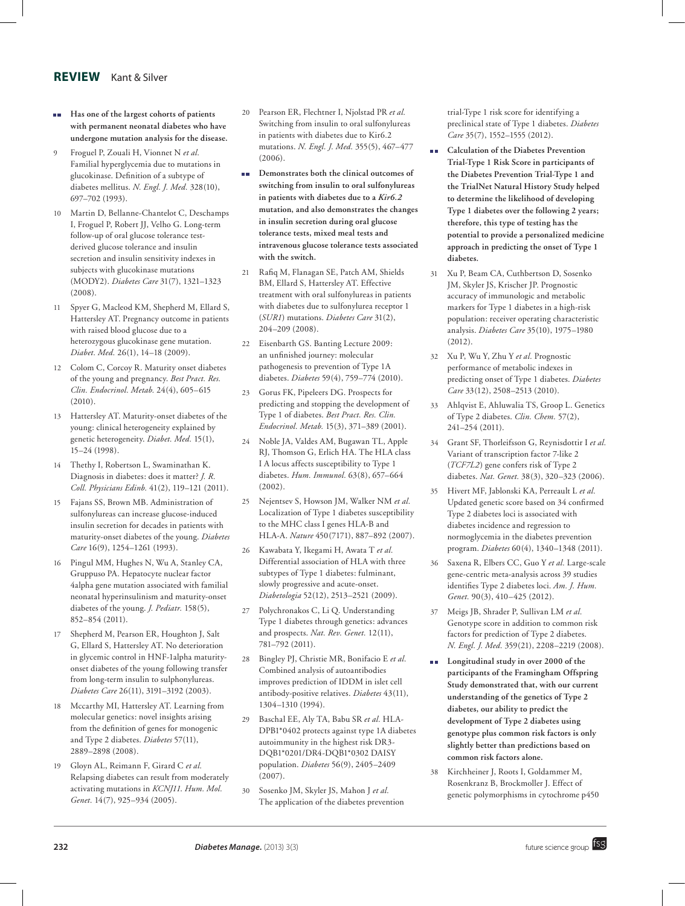- **Has one of the largest cohorts of patients with permanent neonatal diabetes who have undergone mutation analysis for the disease.**

9. Froguel P, Zouali H, Vionnet N *et al.* Familial hyperglycemia due to mutations in glucokinase. Definition of a subtype of diabetes mellitus. *N. Engl. J. Med.* 328(10), 697–702 (1993).
10. Martin D, Bellanne-Chantelot C, Deschamps I, Froguel P, Robert JJ, Velho G. Long-term follow-up of oral glucose tolerance test-derived glucose tolerance and insulin secretion and insulin sensitivity indexes in subjects with glucokinase mutations (MODY2). *Diabetes Care* 31(7), 1321–1323 (2008).
11. Spyer G, Macleod KM, Shepherd M, Ellard S, Hattersley AT. Pregnancy outcome in patients with raised blood glucose due to a heterozygous glucokinase gene mutation. *Diabet. Med.* 26(1), 14–18 (2009).
12. Colom C, Corcoy R. Maturity onset diabetes of the young and pregnancy. *Best Pract. Res. Clin. Endocrinol. Metab.* 24(4), 605–615 (2010).
13. Hattersley AT. Maturity-onset diabetes of the young: clinical heterogeneity explained by genetic heterogeneity. *Diabet. Med.* 15(1), 15–24 (1998).
14. Thethy I, Robertson L, Swaminathan K. Diagnosis in diabetes: does it matter? *J. R. Coll. Physicians Edinb.* 41(2), 119–121 (2011).
15. Fajans SS, Brown MB. Administration of sulfonylureas can increase glucose-induced insulin secretion for decades in patients with maturity-onset diabetes of the young. *Diabetes Care* 16(9), 1254–1261 (1993).
16. Pingul MM, Hughes N, Wu A, Stanley CA, Gruppuso PA. Hepatocyte nuclear factor 4alpha gene mutation associated with familial neonatal hyperinsulinism and maturity-onset diabetes of the young. *J. Pediatr.* 158(5), 852–854 (2011).
17. Shepherd M, Pearson ER, Houghton J, Salt G, Ellard S, Hattersley AT. No deterioration in glycemic control in HNF-1alpha maturity-onset diabetes of the young following transfer from long-term insulin to sulphonylureas. *Diabetes Care* 26(11), 3191–3192 (2003).
18. Mccarthy MI, Hattersley AT. Learning from molecular genetics: novel insights arising from the definition of genes for monogenic and Type 2 diabetes. *Diabetes* 57(11), 2889–2898 (2008).
19. Gloyn AL, Reimann F, Girard C *et al.* Relapsing diabetes can result from moderately activating mutations in *KCNJ11*. *Hum. Mol. Genet.* 14(7), 925–934 (2005).
20. Pearson ER, Flechtner I, Njolstad PR *et al.* Switching from insulin to oral sulfonylureas in patients with diabetes due to Kir6.2 mutations. *N. Engl. J. Med.* 355(5), 467–477 (2006).

- **Demonstrates both the clinical outcomes of switching from insulin to oral sulfonylureas in patients with diabetes due to a *Kir6.2* mutation, and also demonstrates the changes in insulin secretion during oral glucose tolerance tests, mixed meal tests and intravenous glucose tolerance tests associated with the switch.**

21. Rafiq M, Flanagan SE, Patch AM, Shields BM, Ellard S, Hattersley AT. Effective treatment with oral sulfonylureas in patients with diabetes due to sulfonylurea receptor 1 (*SUR1*) mutations. *Diabetes Care* 31(2), 204–209 (2008).
22. Eisenbarth GS. Banting Lecture 2009: an unfinished journey: molecular pathogenesis to prevention of Type 1A diabetes. *Diabetes* 59(4), 759–774 (2010).
23. Gorus FK, Pipeleers DG. Prospects for predicting and stopping the development of Type 1 of diabetes. *Best Pract. Res. Clin. Endocrinol. Metab.* 15(3), 371–389 (2001).
24. Noble JA, Valdes AM, Bugawan TL, Apple RJ, Thomson G, Erlich HA. The HLA class I A locus affects susceptibility to Type 1 diabetes. *Hum. Immunol.* 63(8), 657–664 (2002).
25. Nejentsev S, Howson JM, Walker NM *et al.* Localization of Type 1 diabetes susceptibility to the MHC class I genes HLA-B and HLA-A. *Nature* 450(7171), 887–892 (2007).
26. Kawabata Y, Ikegami H, Awata T *et al.* Differential association of HLA with three subtypes of Type 1 diabetes: fulminant, slowly progressive and acute-onset. *Diabetologia* 52(12), 2513–2521 (2009).
27. Polychronakos C, Li Q. Understanding Type 1 diabetes through genetics: advances and prospects. *Nat. Rev. Genet.* 12(11), 781–792 (2011).
28. Bingley PJ, Christie MR, Bonifacio E *et al.* Combined analysis of autoantibodies improves prediction of IDDM in islet cell antibody-positive relatives. *Diabetes* 43(11), 1304–1310 (1994).
29. Baschal EE, Aly TA, Babu SR *et al.* HLA-DPB1*0402 protects against type 1A diabetes autoimmunity in the highest risk DR3-DQB1*0201/DR4-DQB1*0302 DAISY population. *Diabetes* 56(9), 2405–2409 (2007).
30. Sosenko JM, Skyler JS, Mahon J *et al.* The application of the diabetes prevention trial-Type 1 risk score for identifying a preclinical state of Type 1 diabetes. *Diabetes Care* 35(7), 1552–1555 (2012).

- **Calculation of the Diabetes Prevention Trial-Type 1 Risk Score in participants of the Diabetes Prevention Trial-Type 1 and the TrialNet Natural History Study helped to determine the likelihood of developing Type 1 diabetes over the following 2 years; therefore, this type of testing has the potential to provide a personalized medicine approach in predicting the onset of Type 1 diabetes.**

31. Xu P, Beam CA, Cuthbertson D, Sosenko JM, Skyler JS, Krischer JP. Prognostic accuracy of immunologic and metabolic markers for Type 1 diabetes in a high-risk population: receiver operating characteristic analysis. *Diabetes Care* 35(10), 1975–1980 (2012).
32. Xu P, Wu Y, Zhu Y *et al.* Prognostic performance of metabolic indexes in predicting onset of Type 1 diabetes. *Diabetes Care* 33(12), 2508–2513 (2010).
33. Ahlqvist E, Ahluwalia TS, Groop L. Genetics of Type 2 diabetes. *Clin. Chem.* 57(2), 241–254 (2011).
34. Grant SF, Thorleifsson G, Reynisdottir I *et al.* Variant of transcription factor 7-like 2 (*TCF7L2*) gene confers risk of Type 2 diabetes. *Nat. Genet.* 38(3), 320–323 (2006).
35. Hivert MF, Jablonski KA, Perreault L *et al.* Updated genetic score based on 34 confirmed Type 2 diabetes loci is associated with diabetes incidence and regression to normoglycemia in the diabetes prevention program. *Diabetes* 60(4), 1340–1348 (2011).
36. Saxena R, Elbers CC, Guo Y *et al.* Large-scale gene-centric meta-analysis across 39 studies identifies Type 2 diabetes loci. *Am. J. Hum. Genet.* 90(3), 410–425 (2012).
37. Meigs JB, Shrader P, Sullivan LM *et al.* Genotype score in addition to common risk factors for prediction of Type 2 diabetes. *N. Engl. J. Med.* 359(21), 2208–2219 (2008).

- **Longitudinal study in over 2000 of the participants of the Framingham Offspring Study demonstrated that, with our current understanding of the genetics of Type 2 diabetes, our ability to predict the development of Type 2 diabetes using genotype plus common risk factors is only slightly better than predictions based on common risk factors alone.**

38. Kirchheiner J, Roots I, Goldammer M, Rosenkranz B, Brockmoller J. Effect of genetic polymorphisms in cytochrome p450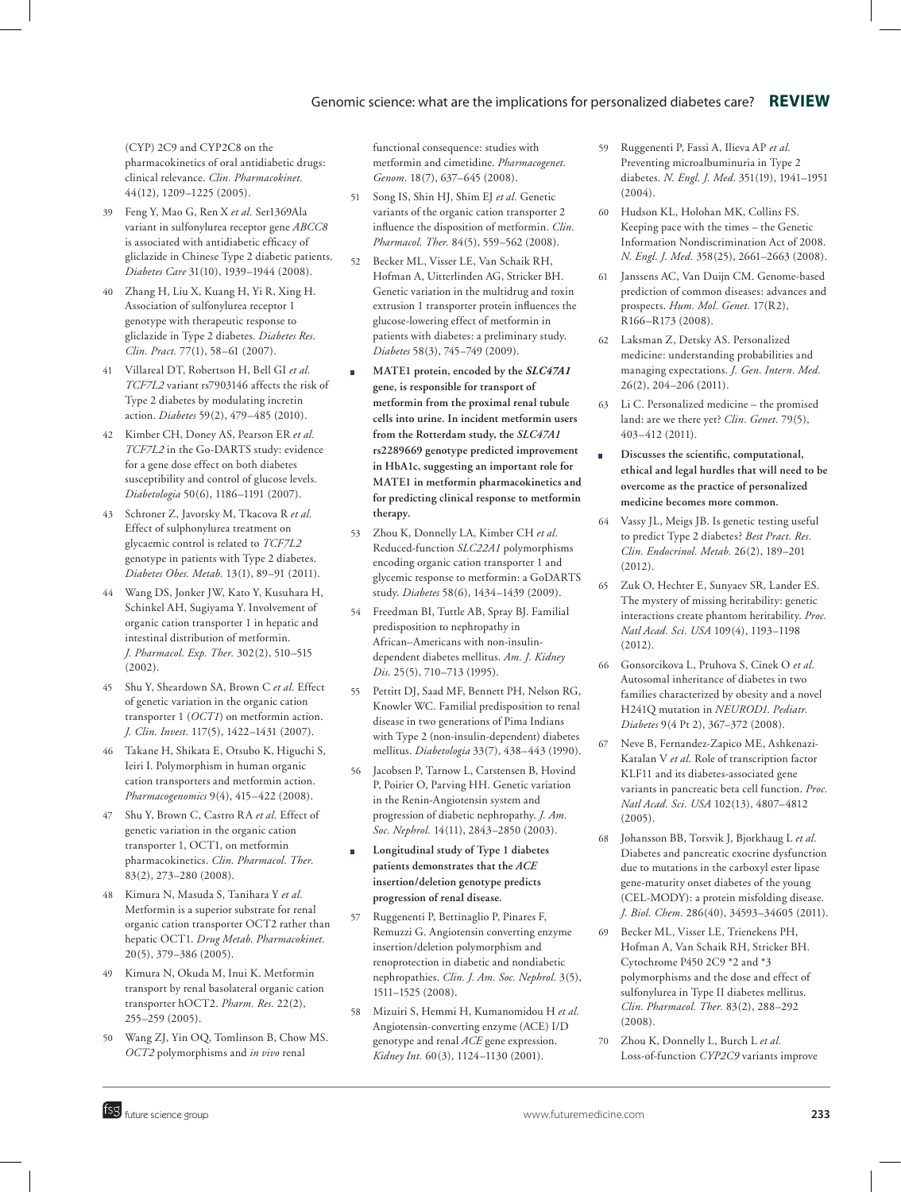(CYP) 2C9 and CYP2C8 on the pharmacokinetics of oral antidiabetic drugs: clinical relevance. *Clin. Pharmacokinet.* 44(12), 1209–1225 (2005).

39 Feng Y, Mao G, Ren X *et al.* Ser1369Ala variant in sulfonylurea receptor gene *ABCC8* is associated with antidiabetic efficacy of gliclazide in Chinese Type 2 diabetic patients. *Diabetes Care* 31(10), 1939–1944 (2008).

40 Zhang H, Liu X, Kuang H, Yi R, Xing H. Association of sulfonylurea receptor 1 genotype with therapeutic response to gliclazide in Type 2 diabetes. *Diabetes Res. Clin. Pract.* 77(1), 58–61 (2007).

41 Villareal DT, Robertson H, Bell GI *et al.* *TCF7L2* variant rs7903146 affects the risk of Type 2 diabetes by modulating incretin action. *Diabetes* 59(2), 479–485 (2010).

42 Kimber CH, Doney AS, Pearson ER *et al.* *TCF7L2* in the Go-DARTS study: evidence for a gene dose effect on both diabetes susceptibility and control of glucose levels. *Diabetologia* 50(6), 1186–1191 (2007).

43 Schroner Z, Javorsky M, Tkacova R *et al.* Effect of sulphonylurea treatment on glycaemic control is related to *TCF7L2* genotype in patients with Type 2 diabetes. *Diabetes Obes. Metab.* 13(1), 89–91 (2011).

44 Wang DS, Jonker JW, Kato Y, Kusuhara H, Schinkel AH, Sugiyama Y. Involvement of organic cation transporter 1 in hepatic and intestinal distribution of metformin. *J. Pharmacol. Exp. Ther.* 302(2), 510–515 (2002).

45 Shu Y, Sheardown SA, Brown C *et al.* Effect of genetic variation in the organic cation transporter 1 (*OCT1*) on metformin action. *J. Clin. Invest.* 117(5), 1422–1431 (2007).

46 Takane H, Shikata E, Otsubo K, Higuchi S, Ieiri I. Polymorphism in human organic cation transporters and metformin action. *Pharmacogenomics* 9(4), 415–422 (2008).

47 Shu Y, Brown C, Castro RA *et al.* Effect of genetic variation in the organic cation transporter 1, OCT1, on metformin pharmacokinetics. *Clin. Pharmacol. Ther.* 83(2), 273–280 (2008).

48 Kimura N, Masuda S, Tanihara Y *et al.* Metformin is a superior substrate for renal organic cation transporter OCT2 rather than hepatic OCT1. *Drug Metab. Pharmacokinet.* 20(5), 379–386 (2005).

49 Kimura N, Okuda M, Inui K. Metformin transport by renal basolateral organic cation transporter hOCT2. *Pharm. Res.* 22(2), 255–259 (2005).

50 Wang ZJ, Yin OQ, Tomlinson B, Chow MS. *OCT2* polymorphisms and *in vivo* renal functional consequence: studies with metformin and cimetidine. *Pharmacogenet. Genom.* 18(7), 637–645 (2008).

51 Song IS, Shin HJ, Shim EJ *et al.* Genetic variants of the organic cation transporter 2 influence the disposition of metformin. *Clin. Pharmacol. Ther.* 84(5), 559–562 (2008).

52 Becker ML, Visser LE, Van Schaik RH, Hofman A, Uitterlinden AG, Stricker BH. Genetic variation in the multidrug and toxin extrusion 1 transporter protein influences the glucose-lowering effect of metformin in patients with diabetes: a preliminary study. *Diabetes* 58(3), 745–749 (2009).

- **MATE1 protein, encoded by the *SLC47A1* gene, is responsible for transport of metformin from the proximal renal tubule cells into urine. In incident metformin users from the Rotterdam study, the *SLC47A1* rs2289669 genotype predicted improvement in HbA1c, suggesting an important role for MATE1 in metformin pharmacokinetics and for predicting clinical response to metformin therapy.**

53 Zhou K, Donnelly LA, Kimber CH *et al.* Reduced-function *SLC22A1* polymorphisms encoding organic cation transporter 1 and glycemic response to metformin: a GoDARTS study. *Diabetes* 58(6), 1434–1439 (2009).

54 Freedman BI, Tuttle AB, Spray BJ. Familial predisposition to nephropathy in African–Americans with non-insulin-dependent diabetes mellitus. *Am. J. Kidney Dis.* 25(5), 710–713 (1995).

55 Pettitt DJ, Saad MF, Bennett PH, Nelson RG, Knowler WC. Familial predisposition to renal disease in two generations of Pima Indians with Type 2 (non-insulin-dependent) diabetes mellitus. *Diabetologia* 33(7), 438–443 (1990).

56 Jacobsen P, Tarnow L, Carstensen B, Hovind P, Poirier O, Parving HH. Genetic variation in the Renin-Angiotensin system and progression of diabetic nephropathy. *J. Am. Soc. Nephrol.* 14(11), 2843–2850 (2003).

- **Longitudinal study of Type 1 diabetes patients demonstrates that the *ACE* insertion/deletion genotype predicts progression of renal disease.**

57 Ruggenenti P, Bettinaglio P, Pinares F, Remuzzi G. Angiotensin converting enzyme insertion/deletion polymorphism and renoprotection in diabetic and nondiabetic nephropathies. *Clin. J. Am. Soc. Nephrol.* 3(5), 1511–1525 (2008).

58 Mizuiri S, Hemmi H, Kumanomidou H *et al.* Angiotensin-converting enzyme (ACE) I/D genotype and renal *ACE* gene expression. *Kidney Int.* 60(3), 1124–1130 (2001).

59 Ruggenenti P, Fassi A, Ilieva AP *et al.* Preventing microalbuminuria in Type 2 diabetes. *N. Engl. J. Med.* 351(19), 1941–1951 (2004).

60 Hudson KL, Holohan MK, Collins FS. Keeping pace with the times – the Genetic Information Nondiscrimination Act of 2008. *N. Engl. J. Med.* 358(25), 2661–2663 (2008).

61 Janssens AC, Van Duijn CM. Genome-based prediction of common diseases: advances and prospects. *Hum. Mol. Genet.* 17(R2), R166–R173 (2008).

62 Laksman Z, Detsky AS. Personalized medicine: understanding probabilities and managing expectations. *J. Gen. Intern. Med.* 26(2), 204–206 (2011).

63 Li C. Personalized medicine – the promised land: are we there yet? *Clin. Genet.* 79(5), 403–412 (2011).

- **Discusses the scientific, computational, ethical and legal hurdles that will need to be overcome as the practice of personalized medicine becomes more common.**

64 Vassy JL, Meigs JB. Is genetic testing useful to predict Type 2 diabetes? *Best Pract. Res. Clin. Endocrinol. Metab.* 26(2), 189–201 (2012).

65 Zuk O, Hechter E, Sunyaev SR, Lander ES. The mystery of missing heritability: genetic interactions create phantom heritability. *Proc. Natl Acad. Sci. USA* 109(4), 1193–1198 (2012).

66 Gonsorcikova L, Pruhova S, Cinek O *et al.* Autosomal inheritance of diabetes in two families characterized by obesity and a novel H241Q mutation in *NEUROD1*. *Pediatr. Diabetes* 9(4 Pt 2), 367–372 (2008).

67 Neve B, Fernandez-Zapico ME, Ashkenazi-Katalan V *et al.* Role of transcription factor KLF11 and its diabetes-associated gene variants in pancreatic beta cell function. *Proc. Natl Acad. Sci. USA* 102(13), 4807–4812 (2005).

68 Johansson BB, Torsvik J, Bjorkhaug L *et al.* Diabetes and pancreatic exocrine dysfunction due to mutations in the carboxyl ester lipase gene-maturity onset diabetes of the young (CEL-MODY): a protein misfolding disease. *J. Biol. Chem.* 286(40), 34593–34605 (2011).

69 Becker ML, Visser LE, Trienekens PH, Hofman A, Van Schaik RH, Stricker BH. Cytochrome P450 2C9 *2 and *3 polymorphisms and the dose and effect of sulfonylurea in Type II diabetes mellitus. *Clin. Pharmacol. Ther.* 83(2), 288–292 (2008).

70 Zhou K, Donnelly L, Burch L *et al.* Loss-of-function *CYP2C9* variants improve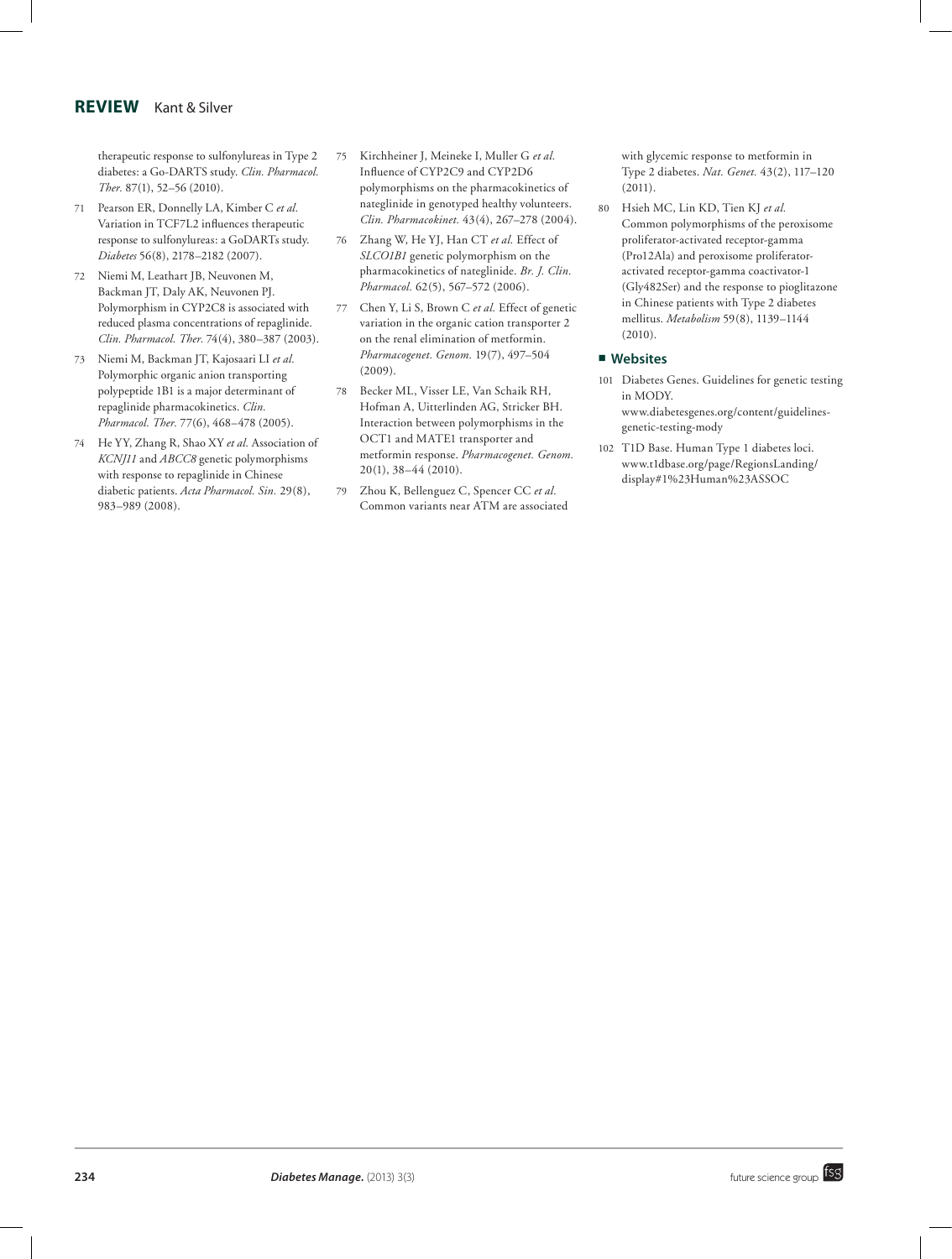therapeutic response to sulfonylureas in Type 2 diabetes: a Go-DARTS study. *Clin. Pharmacol. Ther.* 87(1), 52–56 (2010).

71 Pearson ER, Donnelly LA, Kimber C *et al.* Variation in TCF7L2 influences therapeutic response to sulfonylureas: a GoDARTs study. *Diabetes* 56(8), 2178–2182 (2007).

72 Niemi M, Leathart JB, Neuvonen M, Backman JT, Daly AK, Neuvonen PJ. Polymorphism in CYP2C8 is associated with reduced plasma concentrations of repaglinide. *Clin. Pharmacol. Ther.* 74(4), 380–387 (2003).

73 Niemi M, Backman JT, Kajosaari LI *et al.* Polymorphic organic anion transporting polypeptide 1B1 is a major determinant of repaglinide pharmacokinetics. *Clin. Pharmacol. Ther.* 77(6), 468–478 (2005).

74 He YY, Zhang R, Shao XY *et al.* Association of *KCNJ11* and *ABCC8* genetic polymorphisms with response to repaglinide in Chinese diabetic patients. *Acta Pharmacol. Sin.* 29(8), 983–989 (2008).

75 Kirchheiner J, Meineke I, Muller G *et al.* Influence of CYP2C9 and CYP2D6 polymorphisms on the pharmacokinetics of nateglinide in genotyped healthy volunteers. *Clin. Pharmacokinet.* 43(4), 267–278 (2004).

76 Zhang W, He YJ, Han CT *et al.* Effect of *SLCO1B1* genetic polymorphism on the pharmacokinetics of nateglinide. *Br. J. Clin. Pharmacol.* 62(5), 567–572 (2006).

77 Chen Y, Li S, Brown C *et al.* Effect of genetic variation in the organic cation transporter 2 on the renal elimination of metformin. *Pharmacogenet. Genom.* 19(7), 497–504 (2009).

78 Becker ML, Visser LE, Van Schaik RH, Hofman A, Uitterlinden AG, Stricker BH. Interaction between polymorphisms in the OCT1 and MATE1 transporter and metformin response. *Pharmacogenet. Genom.* 20(1), 38–44 (2010).

79 Zhou K, Bellenguez C, Spencer CC *et al.* Common variants near ATM are associated with glycemic response to metformin in Type 2 diabetes. *Nat. Genet.* 43(2), 117–120 (2011).

80 Hsieh MC, Lin KD, Tien KJ *et al.* Common polymorphisms of the peroxisome proliferator-activated receptor-gamma (Pro12Ala) and peroxisome proliferator-activated receptor-gamma coactivator-1 (Gly482Ser) and the response to pioglitazone in Chinese patients with Type 2 diabetes mellitus. *Metabolism* 59(8), 1139–1144 (2010).

## Websites

101 Diabetes Genes. Guidelines for genetic testing in MODY. www.diabetesgenes.org/content/guidelines-genetic-testing-mody

102 T1D Base. Human Type 1 diabetes loci. www.t1dbase.org/page/RegionsLanding/display#1%23Human%23ASSOC